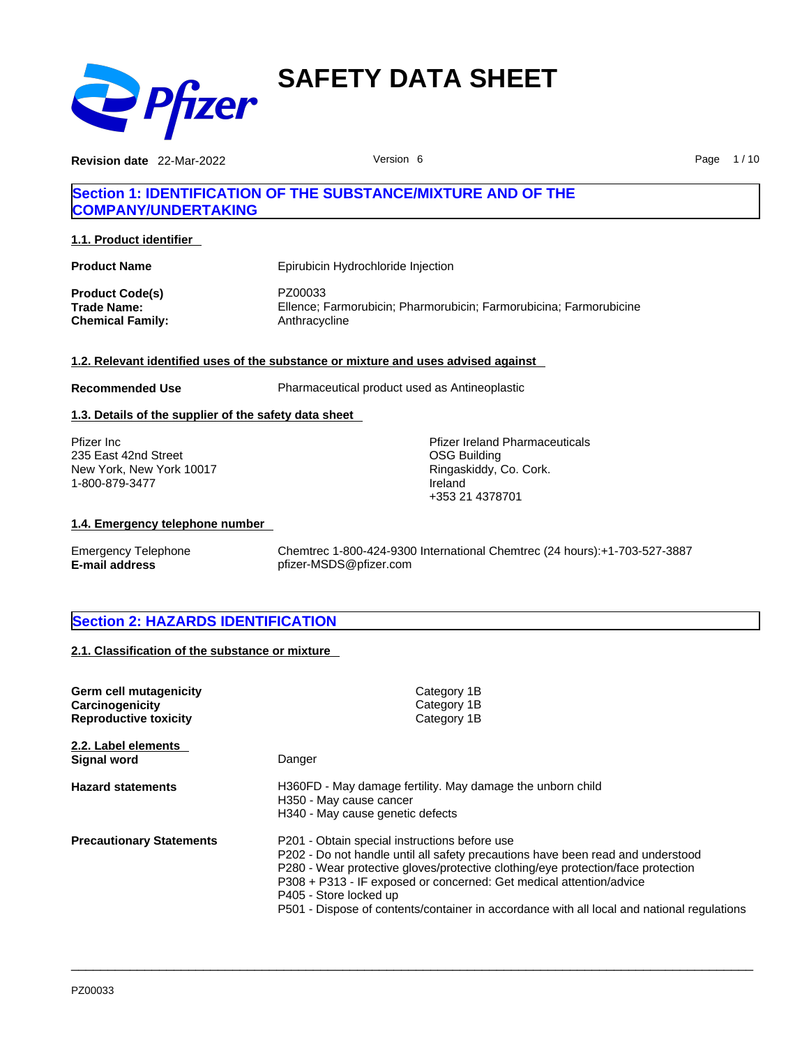# SAFETY DATA SHEET

**Revision date** 22-Mar-2022 Version 6

## Section 1: IDENTIFICATION OF THE SUBSTANCE/MIXTURE AND OF THE COMPANY/UNDERTAKING

### 1.1. Product identifier

| | |
|---|---|
| **Product Name** | Epirubicin Hydrochloride Injection |
| **Product Code(s)** | PZ00033 |
| **Trade Name:** | Ellence; Farmorubicin; Pharmorubicin; Farmorubicina; Farmorubicine |
| **Chemical Family:** | Anthracycline |

### 1.2. Relevant identified uses of the substance or mixture and uses advised against

| | |
|---|---|
| **Recommended Use** | Pharmaceutical product used as Antineoplastic |

### 1.3. Details of the supplier of the safety data sheet

Pfizer Inc
235 East 42nd Street
New York, New York 10017
1-800-879-3477

Pfizer Ireland Pharmaceuticals
OSG Building
Ringaskiddy, Co. Cork.
Ireland
+353 21 4378701

### 1.4. Emergency telephone number

| | |
|---|---|
| Emergency Telephone | Chemtrec 1-800-424-9300 International Chemtrec (24 hours):+1-703-527-3887 |
| **E-mail address** | pfizer-MSDS@pfizer.com |

## Section 2: HAZARDS IDENTIFICATION

### 2.1. Classification of the substance or mixture

| | |
|---|---|
| **Germ cell mutagenicity** | Category 1B |
| **Carcinogenicity** | Category 1B |
| **Reproductive toxicity** | Category 1B |

### 2.2. Label elements

**Signal word** Danger

**Hazard statements**

H360FD - May damage fertility. May damage the unborn child
H350 - May cause cancer
H340 - May cause genetic defects

**Precautionary Statements**

P201 - Obtain special instructions before use
P202 - Do not handle until all safety precautions have been read and understood
P280 - Wear protective gloves/protective clothing/eye protection/face protection
P308 + P313 - IF exposed or concerned: Get medical attention/advice
P405 - Store locked up
P501 - Dispose of contents/container in accordance with all local and national regulations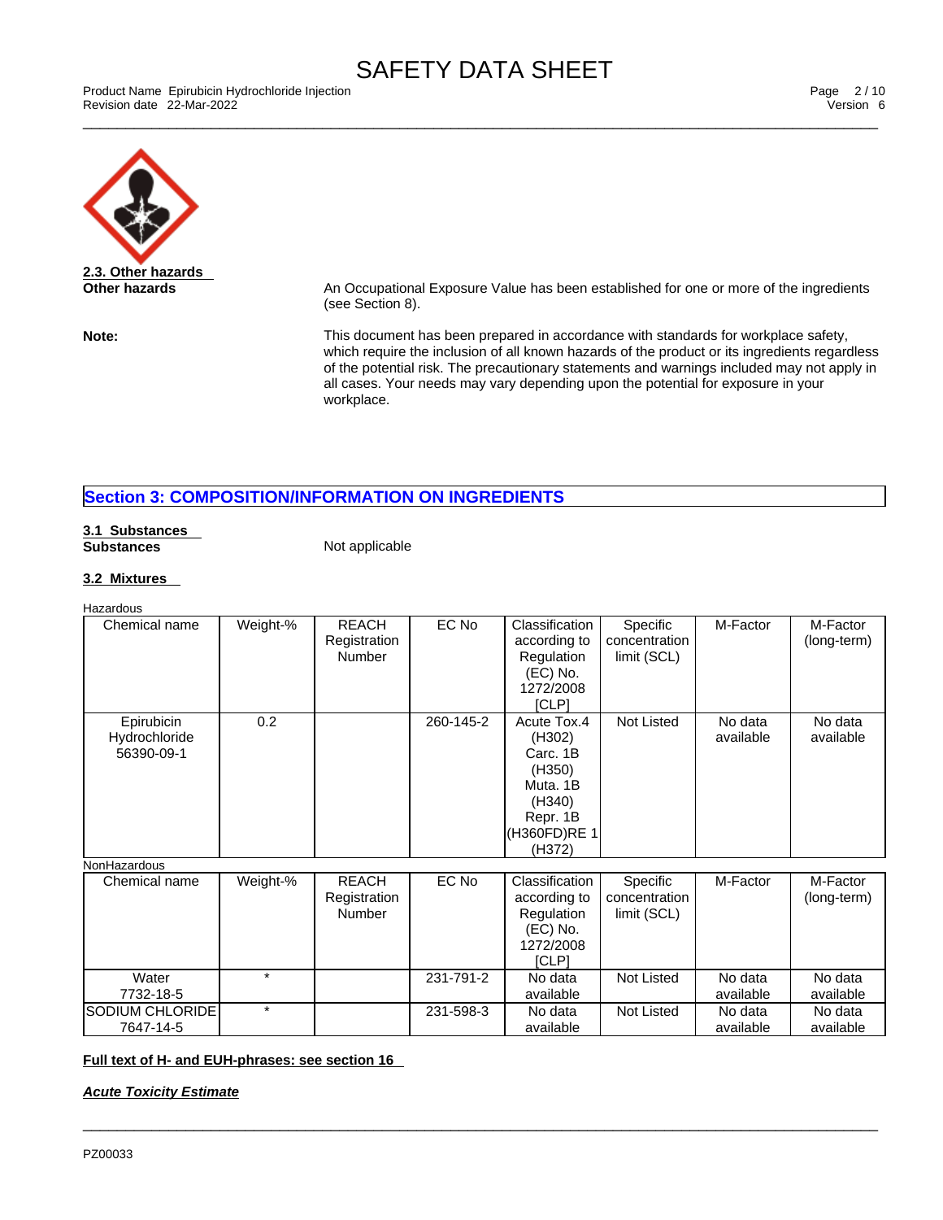## 2.3. Other hazards

**Other hazards**

An Occupational Exposure Value has been established for one or more of the ingredients (see Section 8).

**Note:**

This document has been prepared in accordance with standards for workplace safety, which require the inclusion of all known hazards of the product or its ingredients regardless of the potential risk. The precautionary statements and warnings included may not apply in all cases. Your needs may vary depending upon the potential for exposure in your workplace.

# Section 3: COMPOSITION/INFORMATION ON INGREDIENTS

## 3.1 Substances

**Substances** Not applicable

## 3.2 Mixtures

Hazardous

| Chemical name | Weight-% | REACH Registration Number | EC No | Classification according to Regulation (EC) No. 1272/2008 [CLP] | Specific concentration limit (SCL) | M-Factor | M-Factor (long-term) |
|---|---|---|---|---|---|---|---|
| Epirubicin Hydrochloride 56390-09-1 | 0.2 | | 260-145-2 | Acute Tox.4 (H302) Carc. 1B (H350) Muta. 1B (H340) Repr. 1B (H360FD)RE 1 (H372) | Not Listed | No data available | No data available |

NonHazardous

| Chemical name | Weight-% | REACH Registration Number | EC No | Classification according to Regulation (EC) No. 1272/2008 [CLP] | Specific concentration limit (SCL) | M-Factor | M-Factor (long-term) |
|---|---|---|---|---|---|---|---|
| Water 7732-18-5 | * | | 231-791-2 | No data available | Not Listed | No data available | No data available |
| SODIUM CHLORIDE 7647-14-5 | * | | 231-598-3 | No data available | Not Listed | No data available | No data available |

**Full text of H- and EUH-phrases: see section 16**

***Acute Toxicity Estimate***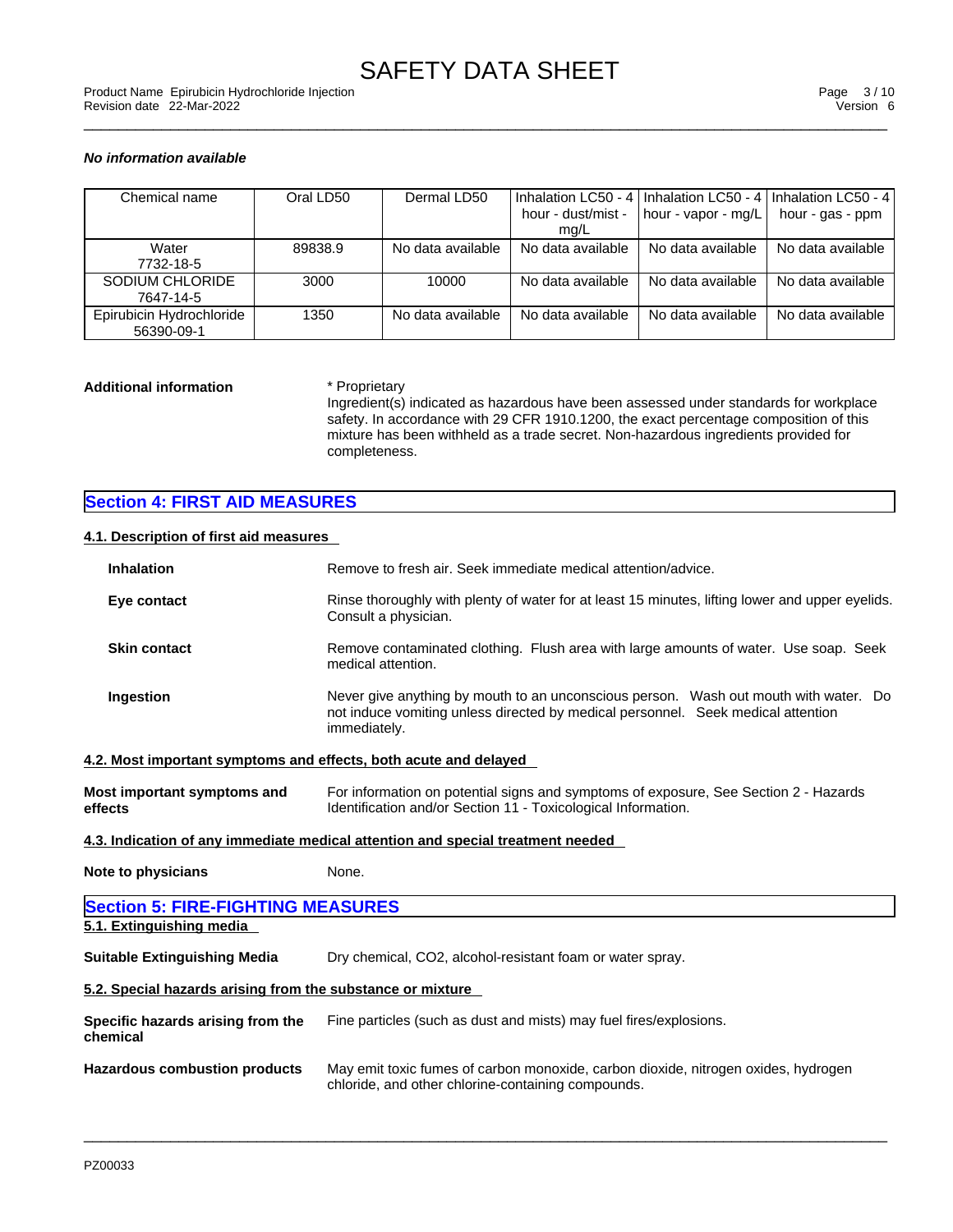*No information available*

| Chemical name | Oral LD50 | Dermal LD50 | Inhalation LC50 - 4 hour - dust/mist - mg/L | Inhalation LC50 - 4 hour - vapor - mg/L | Inhalation LC50 - 4 hour - gas - ppm |
|---|---|---|---|---|---|
| Water 7732-18-5 | 89838.9 | No data available | No data available | No data available | No data available |
| SODIUM CHLORIDE 7647-14-5 | 3000 | 10000 | No data available | No data available | No data available |
| Epirubicin Hydrochloride 56390-09-1 | 1350 | No data available | No data available | No data available | No data available |

**Additional information**

* Proprietary
Ingredient(s) indicated as hazardous have been assessed under standards for workplace safety. In accordance with 29 CFR 1910.1200, the exact percentage composition of this mixture has been withheld as a trade secret. Non-hazardous ingredients provided for completeness.

## Section 4: FIRST AID MEASURES

### 4.1. Description of first aid measures

**Inhalation**
Remove to fresh air. Seek immediate medical attention/advice.

**Eye contact**
Rinse thoroughly with plenty of water for at least 15 minutes, lifting lower and upper eyelids. Consult a physician.

**Skin contact**
Remove contaminated clothing. Flush area with large amounts of water. Use soap. Seek medical attention.

**Ingestion**
Never give anything by mouth to an unconscious person. Wash out mouth with water. Do not induce vomiting unless directed by medical personnel. Seek medical attention immediately.

### 4.2. Most important symptoms and effects, both acute and delayed

**Most important symptoms and effects**
For information on potential signs and symptoms of exposure, See Section 2 - Hazards Identification and/or Section 11 - Toxicological Information.

### 4.3. Indication of any immediate medical attention and special treatment needed

**Note to physicians**
None.

## Section 5: FIRE-FIGHTING MEASURES

### 5.1. Extinguishing media

**Suitable Extinguishing Media**
Dry chemical, CO2, alcohol-resistant foam or water spray.

### 5.2. Special hazards arising from the substance or mixture

**Specific hazards arising from the chemical**
Fine particles (such as dust and mists) may fuel fires/explosions.

**Hazardous combustion products**
May emit toxic fumes of carbon monoxide, carbon dioxide, nitrogen oxides, hydrogen chloride, and other chlorine-containing compounds.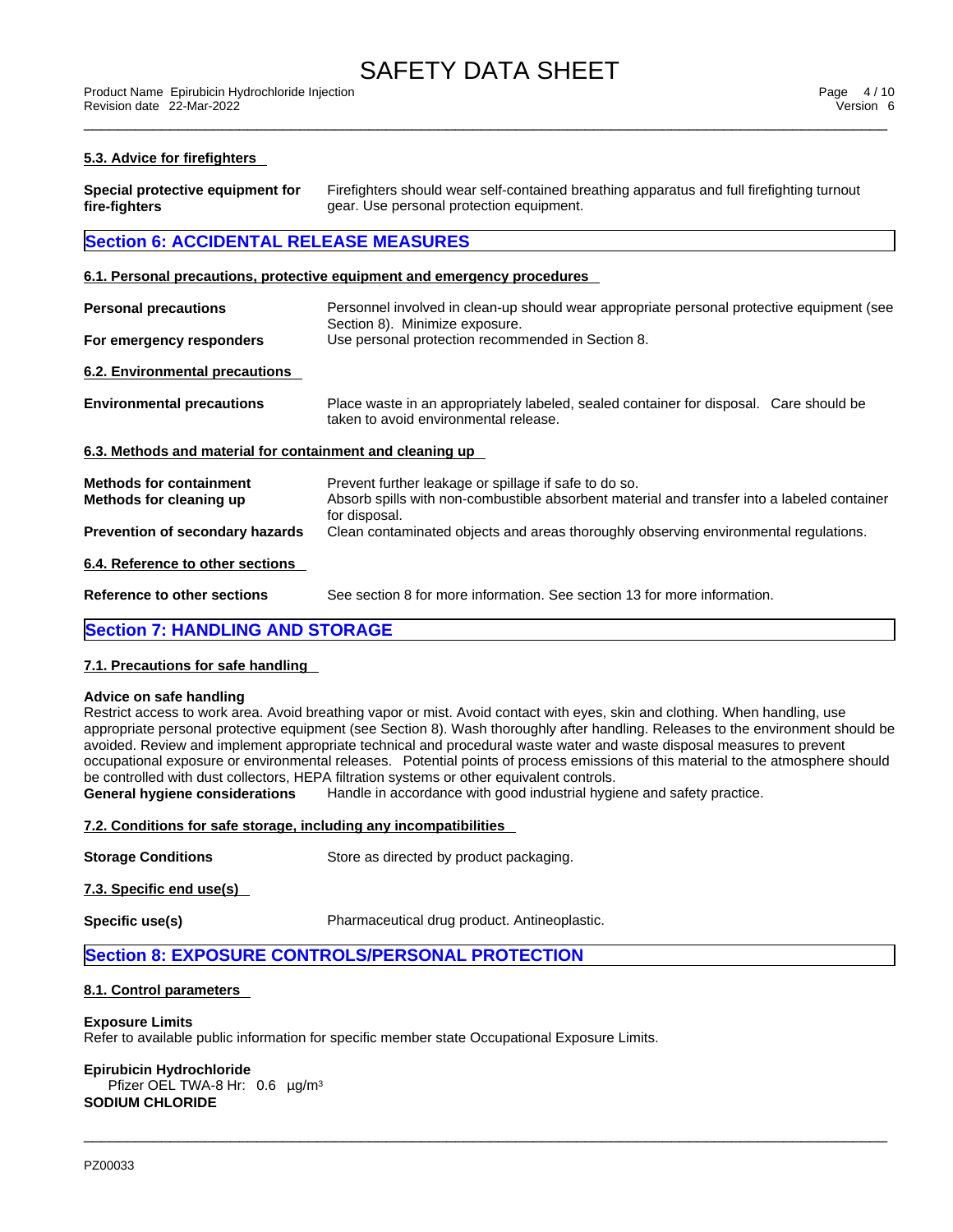### 5.3. Advice for firefighters

**Special protective equipment for fire-fighters** Firefighters should wear self-contained breathing apparatus and full firefighting turnout gear. Use personal protection equipment.

## Section 6: ACCIDENTAL RELEASE MEASURES

### 6.1. Personal precautions, protective equipment and emergency procedures

**Personal precautions** Personnel involved in clean-up should wear appropriate personal protective equipment (see Section 8). Minimize exposure.

**For emergency responders** Use personal protection recommended in Section 8.

### 6.2. Environmental precautions

**Environmental precautions** Place waste in an appropriately labeled, sealed container for disposal. Care should be taken to avoid environmental release.

### 6.3. Methods and material for containment and cleaning up

**Methods for containment** Prevent further leakage or spillage if safe to do so.

**Methods for cleaning up** Absorb spills with non-combustible absorbent material and transfer into a labeled container for disposal.

**Prevention of secondary hazards** Clean contaminated objects and areas thoroughly observing environmental regulations.

### 6.4. Reference to other sections

**Reference to other sections** See section 8 for more information. See section 13 for more information.

## Section 7: HANDLING AND STORAGE

### 7.1. Precautions for safe handling

**Advice on safe handling**

Restrict access to work area. Avoid breathing vapor or mist. Avoid contact with eyes, skin and clothing. When handling, use appropriate personal protective equipment (see Section 8). Wash thoroughly after handling. Releases to the environment should be avoided. Review and implement appropriate technical and procedural waste water and waste disposal measures to prevent occupational exposure or environmental releases. Potential points of process emissions of this material to the atmosphere should be controlled with dust collectors, HEPA filtration systems or other equivalent controls.

**General hygiene considerations** Handle in accordance with good industrial hygiene and safety practice.

### 7.2. Conditions for safe storage, including any incompatibilities

**Storage Conditions** Store as directed by product packaging.

### 7.3. Specific end use(s)

**Specific use(s)** Pharmaceutical drug product. Antineoplastic.

## Section 8: EXPOSURE CONTROLS/PERSONAL PROTECTION

### 8.1. Control parameters

**Exposure Limits**

Refer to available public information for specific member state Occupational Exposure Limits.

**Epirubicin Hydrochloride**

Pfizer OEL TWA-8 Hr: 0.6 µg/m$^3$

**SODIUM CHLORIDE**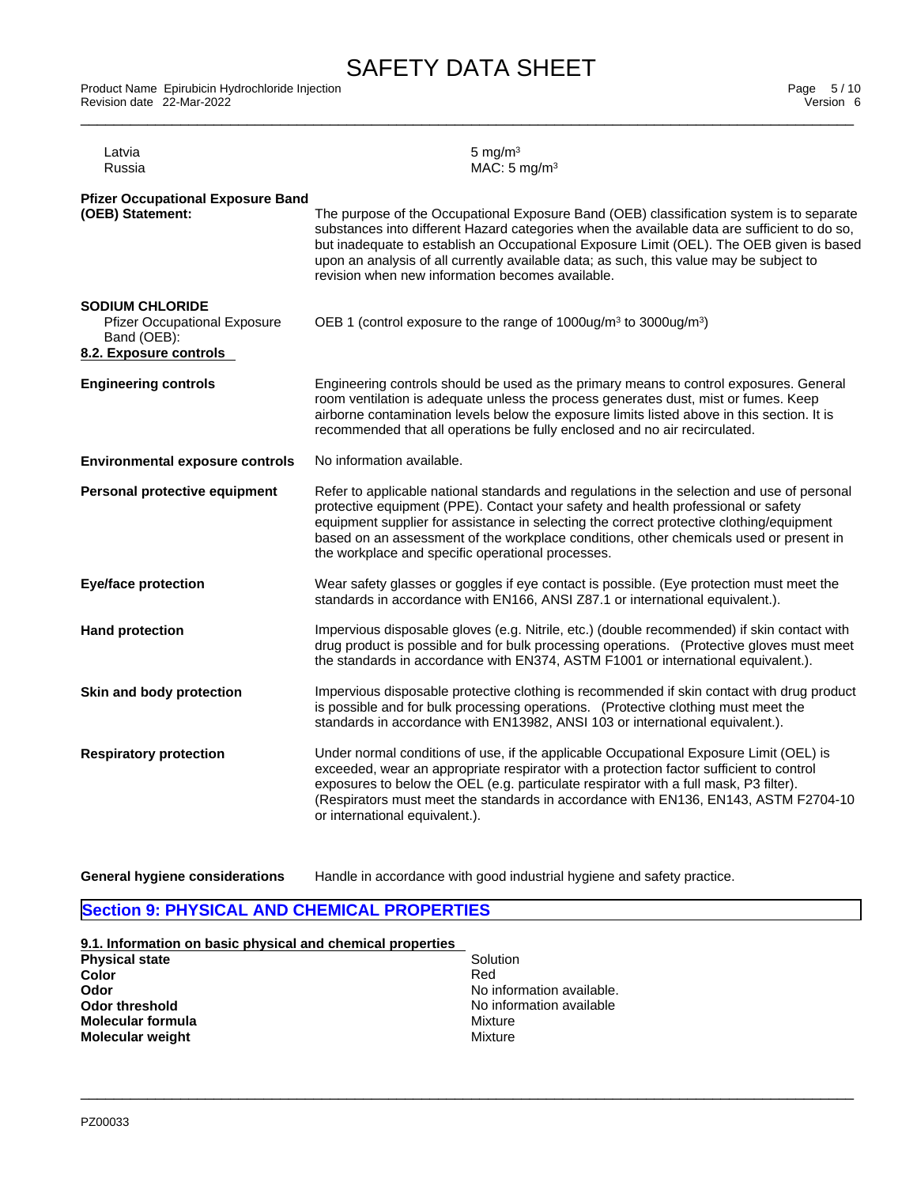| | |
|---|---|
| Latvia | 5 mg/m³ |
| Russia | MAC: 5 mg/m³ |

**Pfizer Occupational Exposure Band (OEB) Statement:** The purpose of the Occupational Exposure Band (OEB) classification system is to separate substances into different Hazard categories when the available data are sufficient to do so, but inadequate to establish an Occupational Exposure Limit (OEL). The OEB given is based upon an analysis of all currently available data; as such, this value may be subject to revision when new information becomes available.

**SODIUM CHLORIDE**

Pfizer Occupational Exposure Band (OEB): OEB 1 (control exposure to the range of 1000ug/m³ to 3000ug/m³)

**8.2. Exposure controls**

**Engineering controls** Engineering controls should be used as the primary means to control exposures. General room ventilation is adequate unless the process generates dust, mist or fumes. Keep airborne contamination levels below the exposure limits listed above in this section. It is recommended that all operations be fully enclosed and no air recirculated.

**Environmental exposure controls** No information available.

**Personal protective equipment** Refer to applicable national standards and regulations in the selection and use of personal protective equipment (PPE). Contact your safety and health professional or safety equipment supplier for assistance in selecting the correct protective clothing/equipment based on an assessment of the workplace conditions, other chemicals used or present in the workplace and specific operational processes.

**Eye/face protection** Wear safety glasses or goggles if eye contact is possible. (Eye protection must meet the standards in accordance with EN166, ANSI Z87.1 or international equivalent.).

**Hand protection** Impervious disposable gloves (e.g. Nitrile, etc.) (double recommended) if skin contact with drug product is possible and for bulk processing operations. (Protective gloves must meet the standards in accordance with EN374, ASTM F1001 or international equivalent.).

**Skin and body protection** Impervious disposable protective clothing is recommended if skin contact with drug product is possible and for bulk processing operations. (Protective clothing must meet the standards in accordance with EN13982, ANSI 103 or international equivalent.).

**Respiratory protection** Under normal conditions of use, if the applicable Occupational Exposure Limit (OEL) is exceeded, wear an appropriate respirator with a protection factor sufficient to control exposures to below the OEL (e.g. particulate respirator with a full mask, P3 filter). (Respirators must meet the standards in accordance with EN136, EN143, ASTM F2704-10 or international equivalent.).

**General hygiene considerations** Handle in accordance with good industrial hygiene and safety practice.

## Section 9: PHYSICAL AND CHEMICAL PROPERTIES

**9.1. Information on basic physical and chemical properties**

| | |
|---|---|
| **Physical state** | Solution |
| **Color** | Red |
| **Odor** | No information available. |
| **Odor threshold** | No information available |
| **Molecular formula** | Mixture |
| **Molecular weight** | Mixture |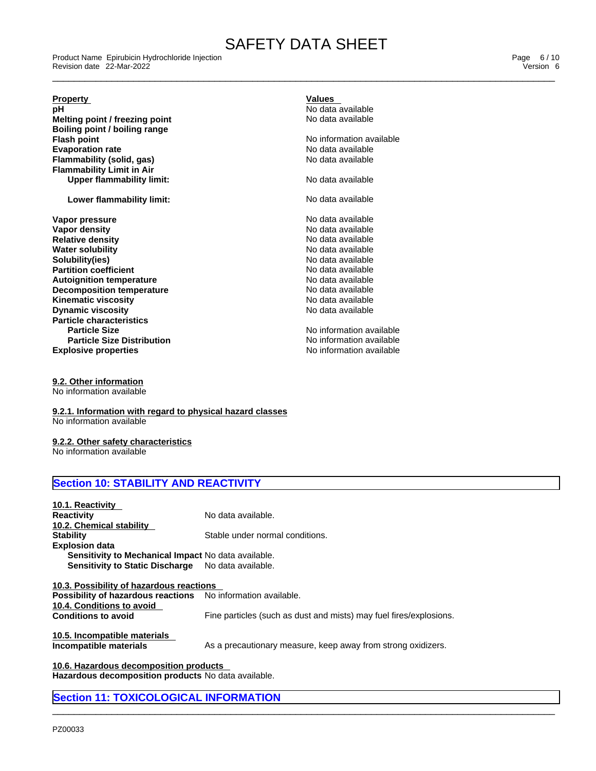| Property | Values |
|---|---|
| **pH** | No data available |
| **Melting point / freezing point** | No data available |
| **Boiling point / boiling range** | |
| **Flash point** | No information available |
| **Evaporation rate** | No data available |
| **Flammability (solid, gas)** | No data available |
| **Flammability Limit in Air** | |
| **Upper flammability limit:** | No data available |
| **Lower flammability limit:** | No data available |
| **Vapor pressure** | No data available |
| **Vapor density** | No data available |
| **Relative density** | No data available |
| **Water solubility** | No data available |
| **Solubility(ies)** | No data available |
| **Partition coefficient** | No data available |
| **Autoignition temperature** | No data available |
| **Decomposition temperature** | No data available |
| **Kinematic viscosity** | No data available |
| **Dynamic viscosity** | No data available |
| **Particle characteristics** | |
| **Particle Size** | No information available |
| **Particle Size Distribution** | No information available |
| **Explosive properties** | No information available |

### 9.2. Other information

No information available

#### 9.2.1. Information with regard to physical hazard classes

No information available

#### 9.2.2. Other safety characteristics

No information available

## Section 10: STABILITY AND REACTIVITY

### 10.1. Reactivity

**Reactivity** No data available.

### 10.2. Chemical stability

**Stability** Stable under normal conditions.

**Explosion data**

**Sensitivity to Mechanical Impact** No data available.

**Sensitivity to Static Discharge** No data available.

### 10.3. Possibility of hazardous reactions

**Possibility of hazardous reactions** No information available.

### 10.4. Conditions to avoid

**Conditions to avoid** Fine particles (such as dust and mists) may fuel fires/explosions.

### 10.5. Incompatible materials

**Incompatible materials** As a precautionary measure, keep away from strong oxidizers.

### 10.6. Hazardous decomposition products

**Hazardous decomposition products** No data available.

## Section 11: TOXICOLOGICAL INFORMATION

PZ00033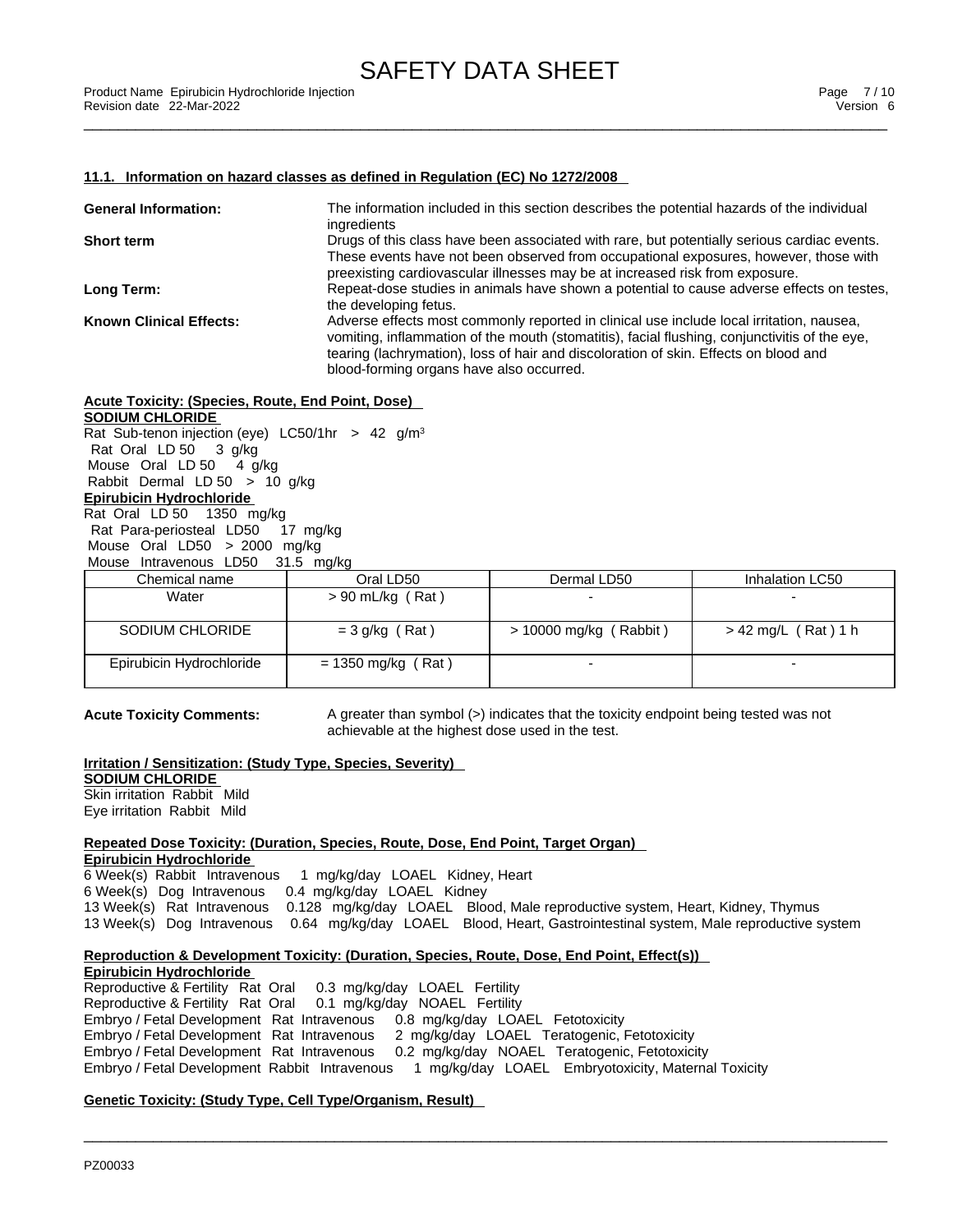#### 11.1. Information on hazard classes as defined in Regulation (EC) No 1272/2008

**General Information:** The information included in this section describes the potential hazards of the individual ingredients

**Short term** Drugs of this class have been associated with rare, but potentially serious cardiac events. These events have not been observed from occupational exposures, however, those with preexisting cardiovascular illnesses may be at increased risk from exposure.

**Long Term:** Repeat-dose studies in animals have shown a potential to cause adverse effects on testes, the developing fetus.

**Known Clinical Effects:** Adverse effects most commonly reported in clinical use include local irritation, nausea, vomiting, inflammation of the mouth (stomatitis), facial flushing, conjunctivitis of the eye, tearing (lachrymation), loss of hair and discoloration of skin. Effects on blood and blood-forming organs have also occurred.

**Acute Toxicity: (Species, Route, End Point, Dose)**

**SODIUM CHLORIDE**

Rat Sub-tenon injection (eye) LC50/1hr > 42 g/m$^3$
Rat Oral LD 50 3 g/kg
Mouse Oral LD 50 4 g/kg
Rabbit Dermal LD 50 > 10 g/kg

**Epirubicin Hydrochloride**

Rat Oral LD 50 1350 mg/kg
Rat Para-periosteal LD50 17 mg/kg
Mouse Oral LD50 > 2000 mg/kg
Mouse Intravenous LD50 31.5 mg/kg

| Chemical name | Oral LD50 | Dermal LD50 | Inhalation LC50 |
|---|---|---|---|
| Water | > 90 mL/kg ( Rat ) | - | - |
| SODIUM CHLORIDE | = 3 g/kg ( Rat ) | > 10000 mg/kg ( Rabbit ) | > 42 mg/L ( Rat ) 1 h |
| Epirubicin Hydrochloride | = 1350 mg/kg ( Rat ) | - | - |

**Acute Toxicity Comments:** A greater than symbol (>) indicates that the toxicity endpoint being tested was not achievable at the highest dose used in the test.

**Irritation / Sensitization: (Study Type, Species, Severity)**

**SODIUM CHLORIDE**

Skin irritation Rabbit Mild
Eye irritation Rabbit Mild

**Repeated Dose Toxicity: (Duration, Species, Route, Dose, End Point, Target Organ)**

**Epirubicin Hydrochloride**

6 Week(s) Rabbit Intravenous 1 mg/kg/day LOAEL Kidney, Heart
6 Week(s) Dog Intravenous 0.4 mg/kg/day LOAEL Kidney
13 Week(s) Rat Intravenous 0.128 mg/kg/day LOAEL Blood, Male reproductive system, Heart, Kidney, Thymus
13 Week(s) Dog Intravenous 0.64 mg/kg/day LOAEL Blood, Heart, Gastrointestinal system, Male reproductive system

**Reproduction & Development Toxicity: (Duration, Species, Route, Dose, End Point, Effect(s))**

**Epirubicin Hydrochloride**

Reproductive & Fertility Rat Oral 0.3 mg/kg/day LOAEL Fertility
Reproductive & Fertility Rat Oral 0.1 mg/kg/day NOAEL Fertility
Embryo / Fetal Development Rat Intravenous 0.8 mg/kg/day LOAEL Fetotoxicity
Embryo / Fetal Development Rat Intravenous 2 mg/kg/day LOAEL Teratogenic, Fetotoxicity
Embryo / Fetal Development Rat Intravenous 0.2 mg/kg/day NOAEL Teratogenic, Fetotoxicity
Embryo / Fetal Development Rabbit Intravenous 1 mg/kg/day LOAEL Embryotoxicity, Maternal Toxicity

**Genetic Toxicity: (Study Type, Cell Type/Organism, Result)**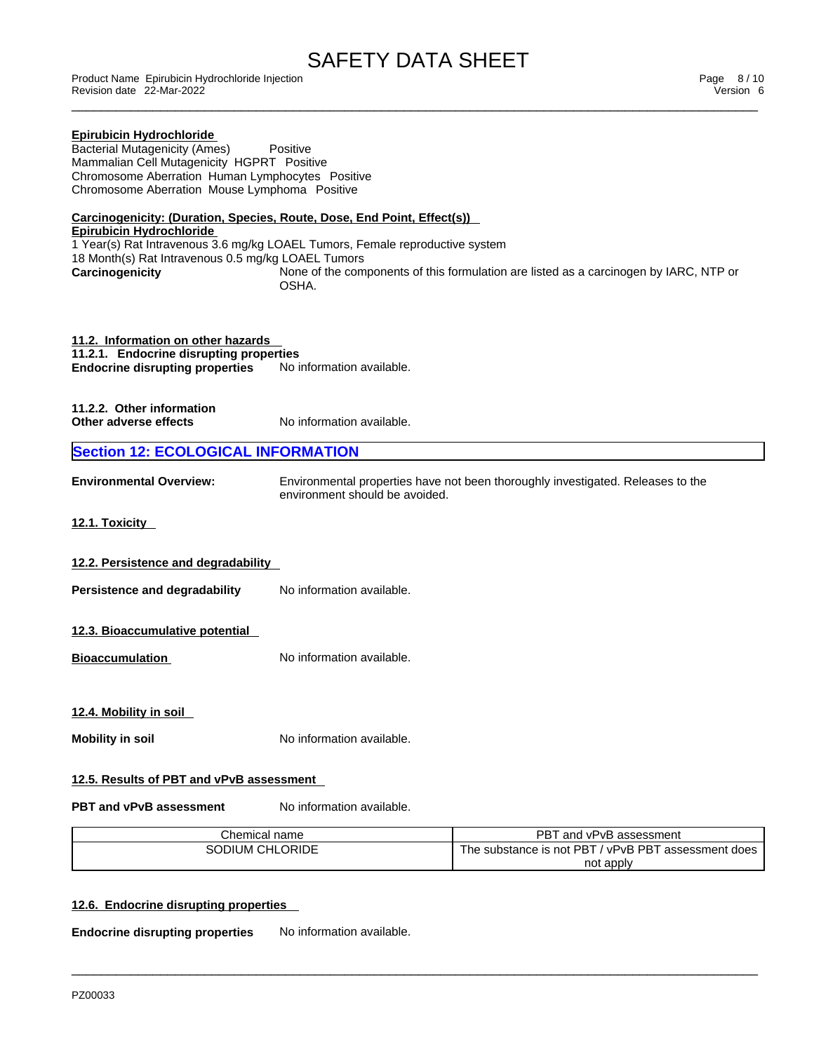**Epirubicin Hydrochloride**

Bacterial Mutagenicity (Ames) Positive
Mammalian Cell Mutagenicity HGPRT Positive
Chromosome Aberration Human Lymphocytes Positive
Chromosome Aberration Mouse Lymphoma Positive

**Carcinogenicity: (Duration, Species, Route, Dose, End Point, Effect(s))**
**Epirubicin Hydrochloride**

1 Year(s) Rat Intravenous 3.6 mg/kg LOAEL Tumors, Female reproductive system
18 Month(s) Rat Intravenous 0.5 mg/kg LOAEL Tumors

**Carcinogenicity** None of the components of this formulation are listed as a carcinogen by IARC, NTP or OSHA.

**11.2. Information on other hazards**
**11.2.1. Endocrine disrupting properties**

**Endocrine disrupting properties** No information available.

**11.2.2. Other information**

**Other adverse effects** No information available.

## Section 12: ECOLOGICAL INFORMATION

**Environmental Overview:** Environmental properties have not been thoroughly investigated. Releases to the environment should be avoided.

**12.1. Toxicity**

**12.2. Persistence and degradability**

**Persistence and degradability** No information available.

**12.3. Bioaccumulative potential**

**Bioaccumulation** No information available.

**12.4. Mobility in soil**

**Mobility in soil** No information available.

**12.5. Results of PBT and vPvB assessment**

**PBT and vPvB assessment** No information available.

| Chemical name | PBT and vPvB assessment |
|---|---|
| SODIUM CHLORIDE | The substance is not PBT / vPvB PBT assessment does not apply |

**12.6. Endocrine disrupting properties**

**Endocrine disrupting properties** No information available.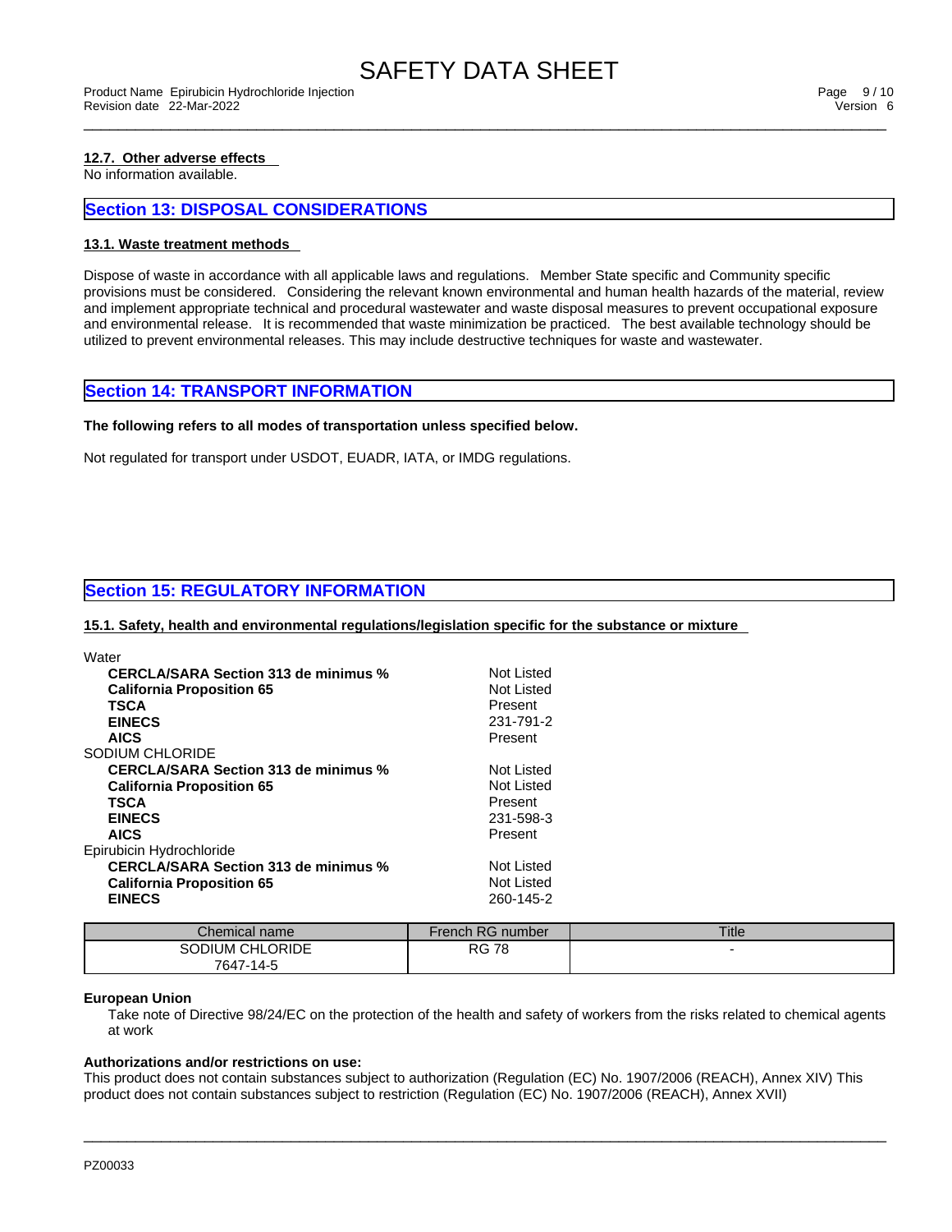#### 12.7. Other adverse effects

No information available.

## Section 13: DISPOSAL CONSIDERATIONS

#### 13.1. Waste treatment methods

Dispose of waste in accordance with all applicable laws and regulations. Member State specific and Community specific provisions must be considered. Considering the relevant known environmental and human health hazards of the material, review and implement appropriate technical and procedural wastewater and waste disposal measures to prevent occupational exposure and environmental release. It is recommended that waste minimization be practiced. The best available technology should be utilized to prevent environmental releases. This may include destructive techniques for waste and wastewater.

## Section 14: TRANSPORT INFORMATION

**The following refers to all modes of transportation unless specified below.**

Not regulated for transport under USDOT, EUADR, IATA, or IMDG regulations.

## Section 15: REGULATORY INFORMATION

#### 15.1. Safety, health and environmental regulations/legislation specific for the substance or mixture

Water

| | |
|---|---|
| **CERCLA/SARA Section 313 de minimus %** | Not Listed |
| **California Proposition 65** | Not Listed |
| **TSCA** | Present |
| **EINECS** | 231-791-2 |
| **AICS** | Present |

SODIUM CHLORIDE

| | |
|---|---|
| **CERCLA/SARA Section 313 de minimus %** | Not Listed |
| **California Proposition 65** | Not Listed |
| **TSCA** | Present |
| **EINECS** | 231-598-3 |
| **AICS** | Present |

Epirubicin Hydrochloride

| | |
|---|---|
| **CERCLA/SARA Section 313 de minimus %** | Not Listed |
| **California Proposition 65** | Not Listed |
| **EINECS** | 260-145-2 |

| Chemical name | French RG number | Title |
|---|---|---|
| SODIUM CHLORIDE 7647-14-5 | RG 78 | - |

**European Union**

Take note of Directive 98/24/EC on the protection of the health and safety of workers from the risks related to chemical agents at work

**Authorizations and/or restrictions on use:**

This product does not contain substances subject to authorization (Regulation (EC) No. 1907/2006 (REACH), Annex XIV) This product does not contain substances subject to restriction (Regulation (EC) No. 1907/2006 (REACH), Annex XVII)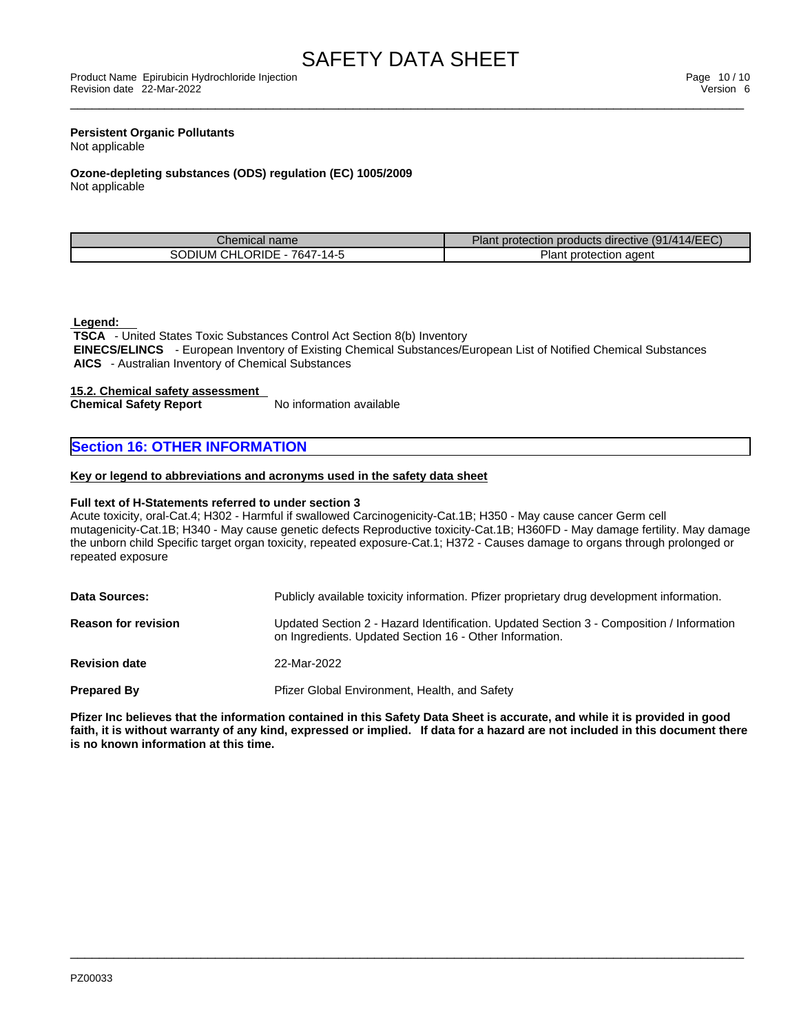**Persistent Organic Pollutants**
Not applicable

**Ozone-depleting substances (ODS) regulation (EC) 1005/2009**
Not applicable

| Chemical name | Plant protection products directive (91/414/EEC) |
|---|---|
| SODIUM CHLORIDE - 7647-14-5 | Plant protection agent |

**Legend:**
**TSCA** - United States Toxic Substances Control Act Section 8(b) Inventory
**EINECS/ELINCS** - European Inventory of Existing Chemical Substances/European List of Notified Chemical Substances
**AICS** - Australian Inventory of Chemical Substances

**15.2. Chemical safety assessment**

**Chemical Safety Report** No information available

## Section 16: OTHER INFORMATION

**Key or legend to abbreviations and acronyms used in the safety data sheet**

**Full text of H-Statements referred to under section 3**
Acute toxicity, oral-Cat.4; H302 - Harmful if swallowed Carcinogenicity-Cat.1B; H350 - May cause cancer Germ cell mutagenicity-Cat.1B; H340 - May cause genetic defects Reproductive toxicity-Cat.1B; H360FD - May damage fertility. May damage the unborn child Specific target organ toxicity, repeated exposure-Cat.1; H372 - Causes damage to organs through prolonged or repeated exposure

**Data Sources:** Publicly available toxicity information. Pfizer proprietary drug development information.

**Reason for revision** Updated Section 2 - Hazard Identification. Updated Section 3 - Composition / Information on Ingredients. Updated Section 16 - Other Information.

**Revision date** 22-Mar-2022

**Prepared By** Pfizer Global Environment, Health, and Safety

**Pfizer Inc believes that the information contained in this Safety Data Sheet is accurate, and while it is provided in good faith, it is without warranty of any kind, expressed or implied. If data for a hazard are not included in this document there is no known information at this time.**

PZ00033